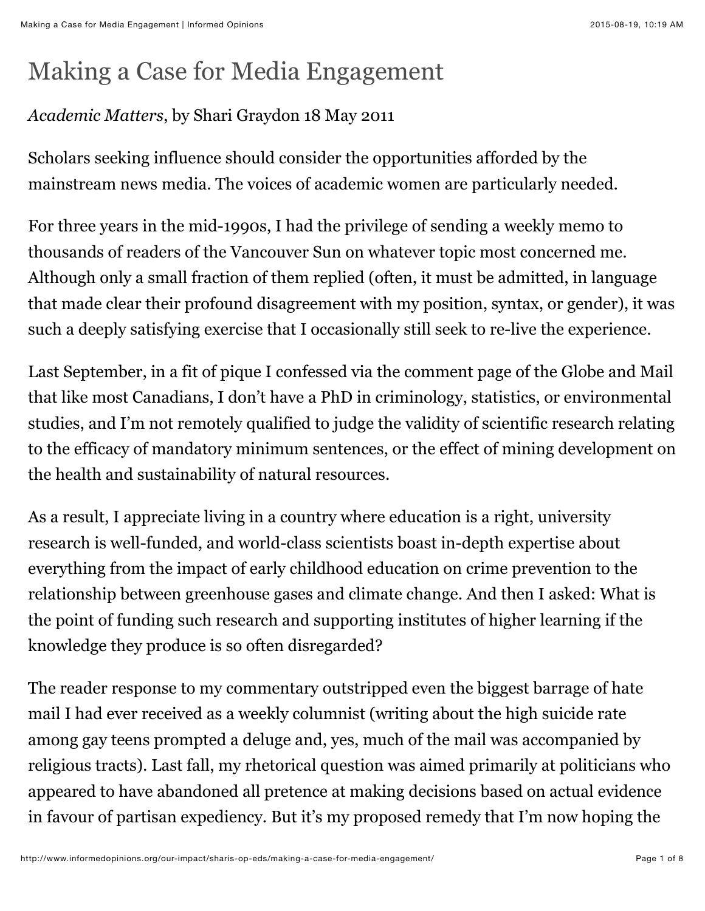# Making a Case for Media Engagement

*Academic Matters*, by Shari Graydon 18 May 2011

Scholars seeking influence should consider the opportunities afforded by the mainstream news media. The voices of academic women are particularly needed.

For three years in the mid-1990s, I had the privilege of sending a weekly memo to thousands of readers of the Vancouver Sun on whatever topic most concerned me. Although only a small fraction of them replied (often, it must be admitted, in language that made clear their profound disagreement with my position, syntax, or gender), it was such a deeply satisfying exercise that I occasionally still seek to re-live the experience.

Last September, in a fit of pique I confessed via the comment page of the Globe and Mail that like most Canadians, I don't have a PhD in criminology, statistics, or environmental studies, and I'm not remotely qualified to judge the validity of scientific research relating to the efficacy of mandatory minimum sentences, or the effect of mining development on the health and sustainability of natural resources.

As a result, I appreciate living in a country where education is a right, university research is well-funded, and world-class scientists boast in-depth expertise about everything from the impact of early childhood education on crime prevention to the relationship between greenhouse gases and climate change. And then I asked: What is the point of funding such research and supporting institutes of higher learning if the knowledge they produce is so often disregarded?

The reader response to my commentary outstripped even the biggest barrage of hate mail I had ever received as a weekly columnist (writing about the high suicide rate among gay teens prompted a deluge and, yes, much of the mail was accompanied by religious tracts). Last fall, my rhetorical question was aimed primarily at politicians who appeared to have abandoned all pretence at making decisions based on actual evidence in favour of partisan expediency. But it's my proposed remedy that I'm now hoping the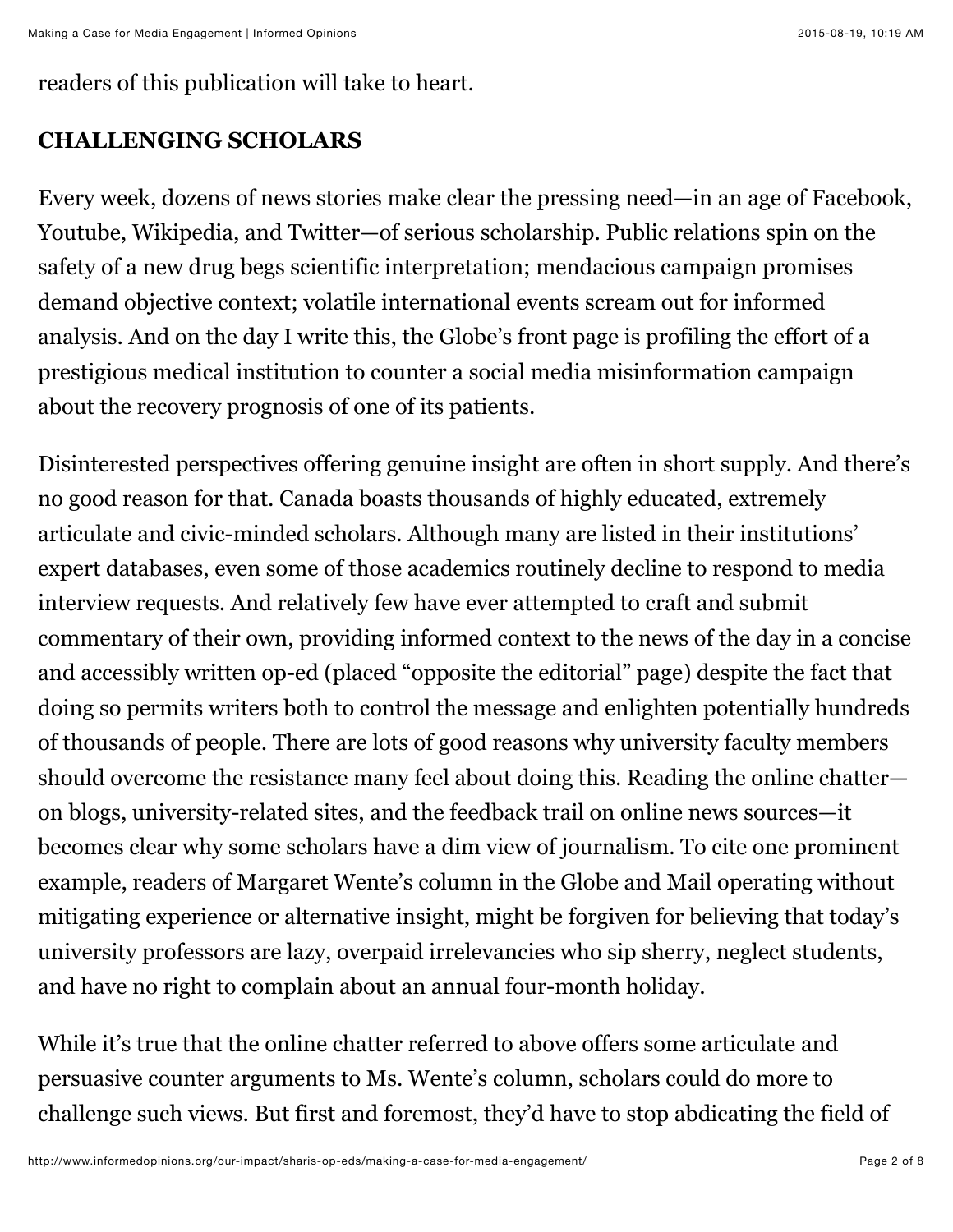readers of this publication will take to heart.

**CHALLENGING SCHOLARS**

Every week, dozens of news stories make clear the pressing need—in an age of Facebook, Youtube, Wikipedia, and Twitter—of serious scholarship. Public relations spin on the safety of a new drug begs scientific interpretation; mendacious campaign promises demand objective context; volatile international events scream out for informed analysis. And on the day I write this, the Globe's front page is profiling the effort of a prestigious medical institution to counter a social media misinformation campaign about the recovery prognosis of one of its patients.

Disinterested perspectives offering genuine insight are often in short supply. And there's no good reason for that. Canada boasts thousands of highly educated, extremely articulate and civic-minded scholars. Although many are listed in their institutions' expert databases, even some of those academics routinely decline to respond to media interview requests. And relatively few have ever attempted to craft and submit commentary of their own, providing informed context to the news of the day in a concise and accessibly written op-ed (placed "opposite the editorial" page) despite the fact that doing so permits writers both to control the message and enlighten potentially hundreds of thousands of people. There are lots of good reasons why university faculty members should overcome the resistance many feel about doing this. Reading the online chatter—on blogs, university-related sites, and the feedback trail on online news sources—it becomes clear why some scholars have a dim view of journalism. To cite one prominent example, readers of Margaret Wente's column in the Globe and Mail operating without mitigating experience or alternative insight, might be forgiven for believing that today's university professors are lazy, overpaid irrelevancies who sip sherry, neglect students, and have no right to complain about an annual four-month holiday.

While it's true that the online chatter referred to above offers some articulate and persuasive counter arguments to Ms. Wente's column, scholars could do more to challenge such views. But first and foremost, they'd have to stop abdicating the field of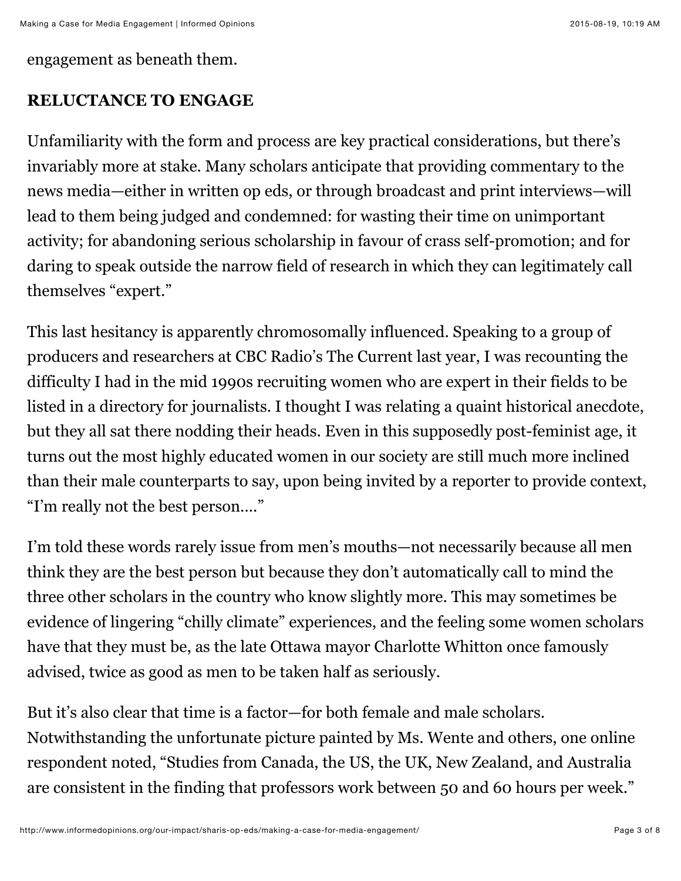engagement as beneath them.

## RELUCTANCE TO ENGAGE

Unfamiliarity with the form and process are key practical considerations, but there's invariably more at stake. Many scholars anticipate that providing commentary to the news media—either in written op eds, or through broadcast and print interviews—will lead to them being judged and condemned: for wasting their time on unimportant activity; for abandoning serious scholarship in favour of crass self-promotion; and for daring to speak outside the narrow field of research in which they can legitimately call themselves "expert."

This last hesitancy is apparently chromosomally influenced. Speaking to a group of producers and researchers at CBC Radio's The Current last year, I was recounting the difficulty I had in the mid 1990s recruiting women who are expert in their fields to be listed in a directory for journalists. I thought I was relating a quaint historical anecdote, but they all sat there nodding their heads. Even in this supposedly post-feminist age, it turns out the most highly educated women in our society are still much more inclined than their male counterparts to say, upon being invited by a reporter to provide context, "I'm really not the best person…."

I'm told these words rarely issue from men's mouths—not necessarily because all men think they are the best person but because they don't automatically call to mind the three other scholars in the country who know slightly more. This may sometimes be evidence of lingering "chilly climate" experiences, and the feeling some women scholars have that they must be, as the late Ottawa mayor Charlotte Whitton once famously advised, twice as good as men to be taken half as seriously.

But it's also clear that time is a factor—for both female and male scholars. Notwithstanding the unfortunate picture painted by Ms. Wente and others, one online respondent noted, "Studies from Canada, the US, the UK, New Zealand, and Australia are consistent in the finding that professors work between 50 and 60 hours per week."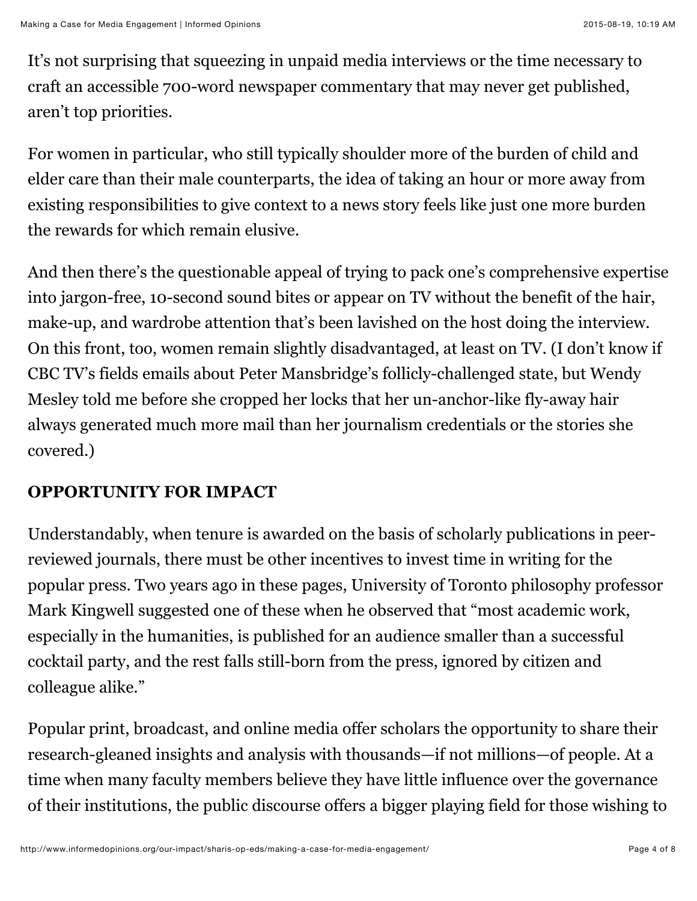It’s not surprising that squeezing in unpaid media interviews or the time necessary to craft an accessible 700-word newspaper commentary that may never get published, aren’t top priorities.

For women in particular, who still typically shoulder more of the burden of child and elder care than their male counterparts, the idea of taking an hour or more away from existing responsibilities to give context to a news story feels like just one more burden the rewards for which remain elusive.

And then there’s the questionable appeal of trying to pack one’s comprehensive expertise into jargon-free, 10-second sound bites or appear on TV without the benefit of the hair, make-up, and wardrobe attention that’s been lavished on the host doing the interview. On this front, too, women remain slightly disadvantaged, at least on TV. (I don’t know if CBC TV’s fields emails about Peter Mansbridge’s follicly-challenged state, but Wendy Mesley told me before she cropped her locks that her un-anchor-like fly-away hair always generated much more mail than her journalism credentials or the stories she covered.)

## OPPORTUNITY FOR IMPACT

Understandably, when tenure is awarded on the basis of scholarly publications in peer-reviewed journals, there must be other incentives to invest time in writing for the popular press. Two years ago in these pages, University of Toronto philosophy professor Mark Kingwell suggested one of these when he observed that “most academic work, especially in the humanities, is published for an audience smaller than a successful cocktail party, and the rest falls still-born from the press, ignored by citizen and colleague alike.”

Popular print, broadcast, and online media offer scholars the opportunity to share their research-gleaned insights and analysis with thousands—if not millions—of people. At a time when many faculty members believe they have little influence over the governance of their institutions, the public discourse offers a bigger playing field for those wishing to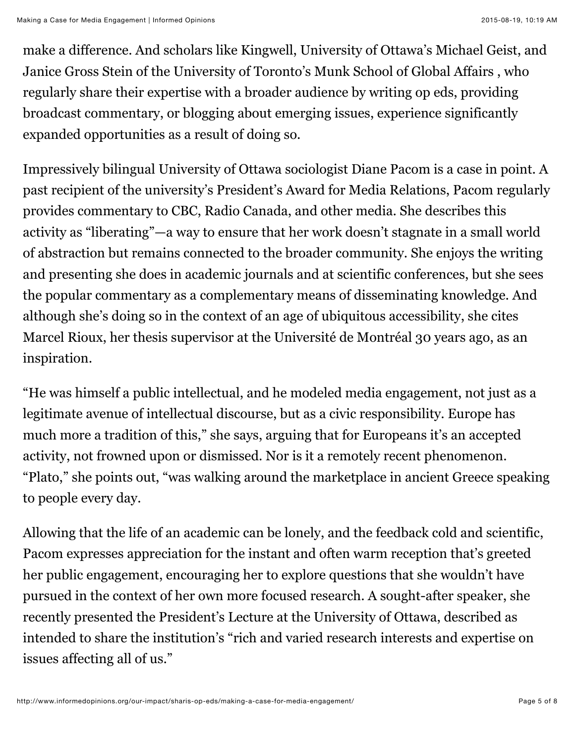make a difference. And scholars like Kingwell, University of Ottawa's Michael Geist, and Janice Gross Stein of the University of Toronto's Munk School of Global Affairs , who regularly share their expertise with a broader audience by writing op eds, providing broadcast commentary, or blogging about emerging issues, experience significantly expanded opportunities as a result of doing so.

Impressively bilingual University of Ottawa sociologist Diane Pacom is a case in point. A past recipient of the university's President's Award for Media Relations, Pacom regularly provides commentary to CBC, Radio Canada, and other media. She describes this activity as "liberating"—a way to ensure that her work doesn't stagnate in a small world of abstraction but remains connected to the broader community. She enjoys the writing and presenting she does in academic journals and at scientific conferences, but she sees the popular commentary as a complementary means of disseminating knowledge. And although she's doing so in the context of an age of ubiquitous accessibility, she cites Marcel Rioux, her thesis supervisor at the Université de Montréal 30 years ago, as an inspiration.

"He was himself a public intellectual, and he modeled media engagement, not just as a legitimate avenue of intellectual discourse, but as a civic responsibility. Europe has much more a tradition of this," she says, arguing that for Europeans it's an accepted activity, not frowned upon or dismissed. Nor is it a remotely recent phenomenon. "Plato," she points out, "was walking around the marketplace in ancient Greece speaking to people every day.

Allowing that the life of an academic can be lonely, and the feedback cold and scientific, Pacom expresses appreciation for the instant and often warm reception that's greeted her public engagement, encouraging her to explore questions that she wouldn't have pursued in the context of her own more focused research. A sought-after speaker, she recently presented the President's Lecture at the University of Ottawa, described as intended to share the institution's "rich and varied research interests and expertise on issues affecting all of us."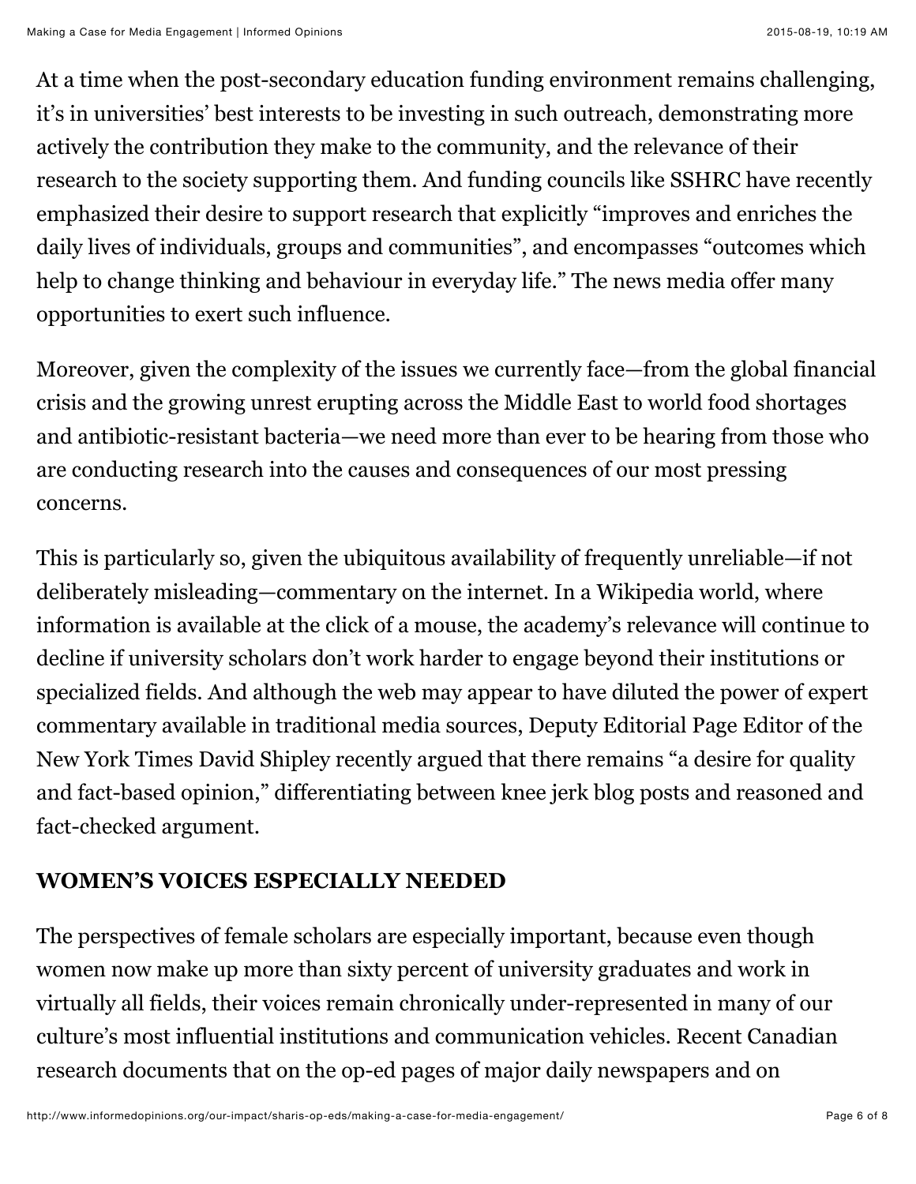At a time when the post-secondary education funding environment remains challenging, it's in universities' best interests to be investing in such outreach, demonstrating more actively the contribution they make to the community, and the relevance of their research to the society supporting them. And funding councils like SSHRC have recently emphasized their desire to support research that explicitly "improves and enriches the daily lives of individuals, groups and communities", and encompasses "outcomes which help to change thinking and behaviour in everyday life." The news media offer many opportunities to exert such influence.

Moreover, given the complexity of the issues we currently face—from the global financial crisis and the growing unrest erupting across the Middle East to world food shortages and antibiotic-resistant bacteria—we need more than ever to be hearing from those who are conducting research into the causes and consequences of our most pressing concerns.

This is particularly so, given the ubiquitous availability of frequently unreliable—if not deliberately misleading—commentary on the internet. In a Wikipedia world, where information is available at the click of a mouse, the academy's relevance will continue to decline if university scholars don't work harder to engage beyond their institutions or specialized fields. And although the web may appear to have diluted the power of expert commentary available in traditional media sources, Deputy Editorial Page Editor of the New York Times David Shipley recently argued that there remains "a desire for quality and fact-based opinion," differentiating between knee jerk blog posts and reasoned and fact-checked argument.

## WOMEN'S VOICES ESPECIALLY NEEDED

The perspectives of female scholars are especially important, because even though women now make up more than sixty percent of university graduates and work in virtually all fields, their voices remain chronically under-represented in many of our culture's most influential institutions and communication vehicles. Recent Canadian research documents that on the op-ed pages of major daily newspapers and on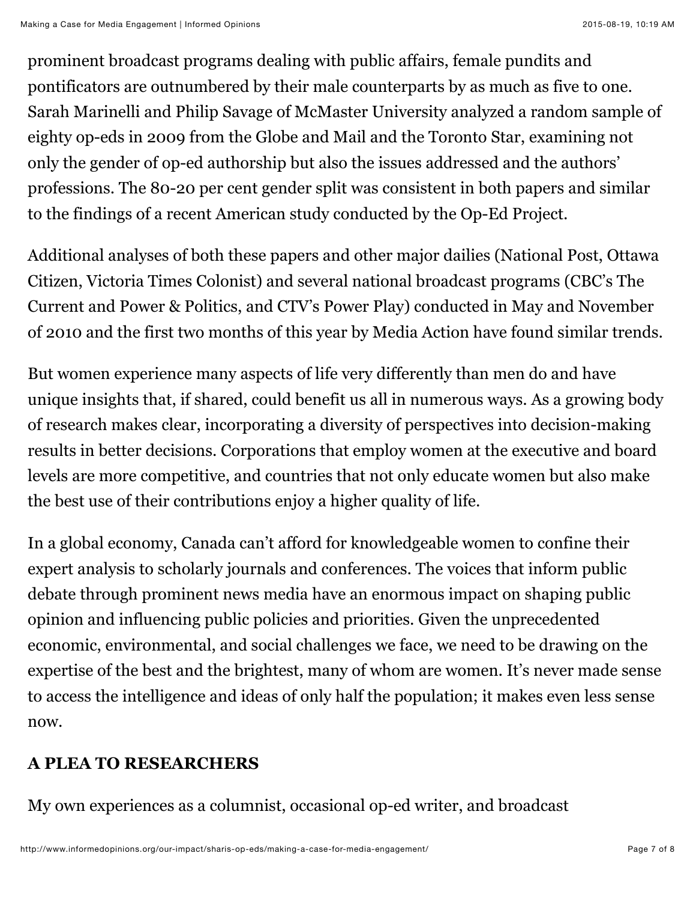prominent broadcast programs dealing with public affairs, female pundits and pontificators are outnumbered by their male counterparts by as much as five to one. Sarah Marinelli and Philip Savage of McMaster University analyzed a random sample of eighty op-eds in 2009 from the Globe and Mail and the Toronto Star, examining not only the gender of op-ed authorship but also the issues addressed and the authors' professions. The 80-20 per cent gender split was consistent in both papers and similar to the findings of a recent American study conducted by the Op-Ed Project.

Additional analyses of both these papers and other major dailies (National Post, Ottawa Citizen, Victoria Times Colonist) and several national broadcast programs (CBC's The Current and Power & Politics, and CTV's Power Play) conducted in May and November of 2010 and the first two months of this year by Media Action have found similar trends.

But women experience many aspects of life very differently than men do and have unique insights that, if shared, could benefit us all in numerous ways. As a growing body of research makes clear, incorporating a diversity of perspectives into decision-making results in better decisions. Corporations that employ women at the executive and board levels are more competitive, and countries that not only educate women but also make the best use of their contributions enjoy a higher quality of life.

In a global economy, Canada can't afford for knowledgeable women to confine their expert analysis to scholarly journals and conferences. The voices that inform public debate through prominent news media have an enormous impact on shaping public opinion and influencing public policies and priorities. Given the unprecedented economic, environmental, and social challenges we face, we need to be drawing on the expertise of the best and the brightest, many of whom are women. It's never made sense to access the intelligence and ideas of only half the population; it makes even less sense now.

## A PLEA TO RESEARCHERS

My own experiences as a columnist, occasional op-ed writer, and broadcast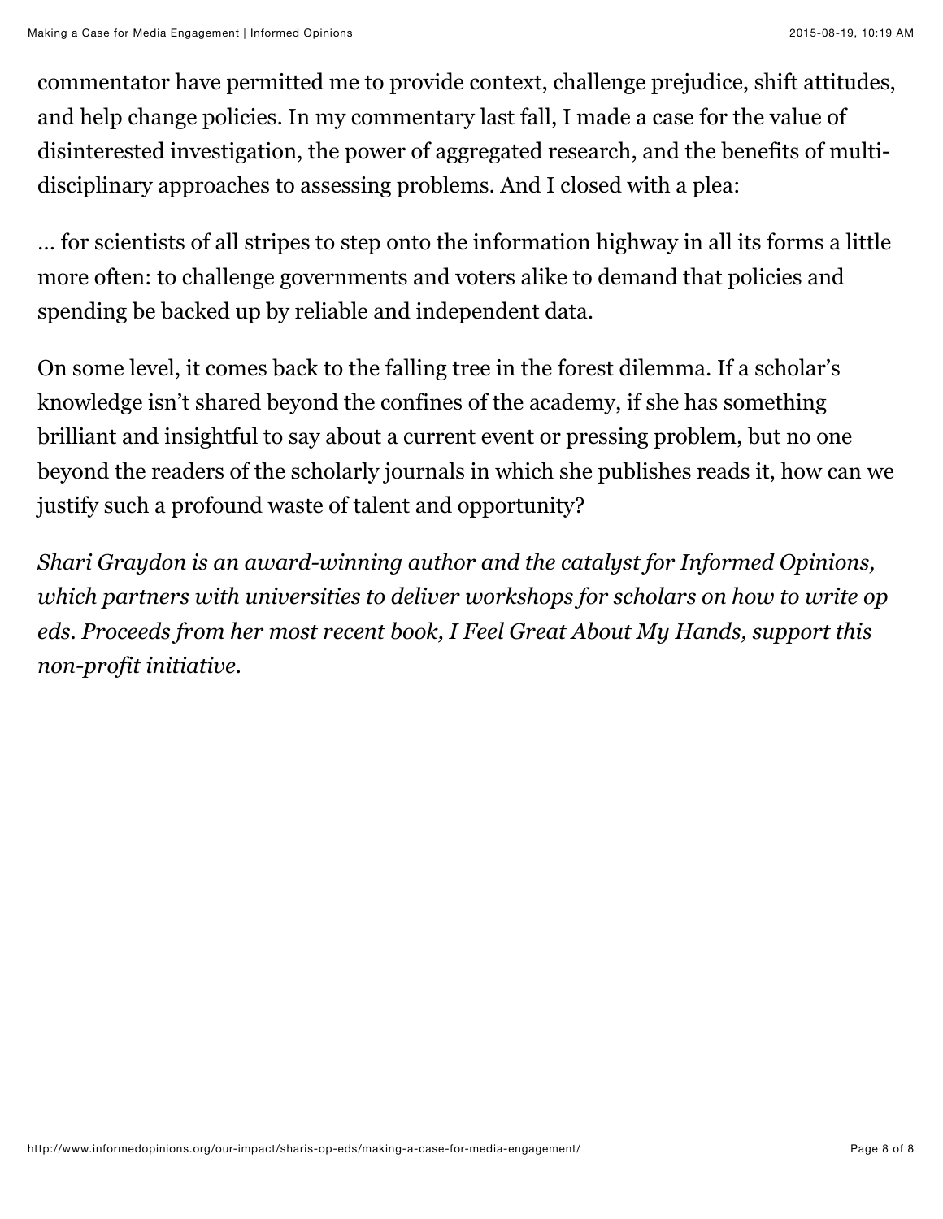commentator have permitted me to provide context, challenge prejudice, shift attitudes, and help change policies. In my commentary last fall, I made a case for the value of disinterested investigation, the power of aggregated research, and the benefits of multi-disciplinary approaches to assessing problems. And I closed with a plea:

… for scientists of all stripes to step onto the information highway in all its forms a little more often: to challenge governments and voters alike to demand that policies and spending be backed up by reliable and independent data.

On some level, it comes back to the falling tree in the forest dilemma. If a scholar's knowledge isn't shared beyond the confines of the academy, if she has something brilliant and insightful to say about a current event or pressing problem, but no one beyond the readers of the scholarly journals in which she publishes reads it, how can we justify such a profound waste of talent and opportunity?

*Shari Graydon is an award-winning author and the catalyst for Informed Opinions, which partners with universities to deliver workshops for scholars on how to write op eds. Proceeds from her most recent book, I Feel Great About My Hands, support this non-profit initiative.*